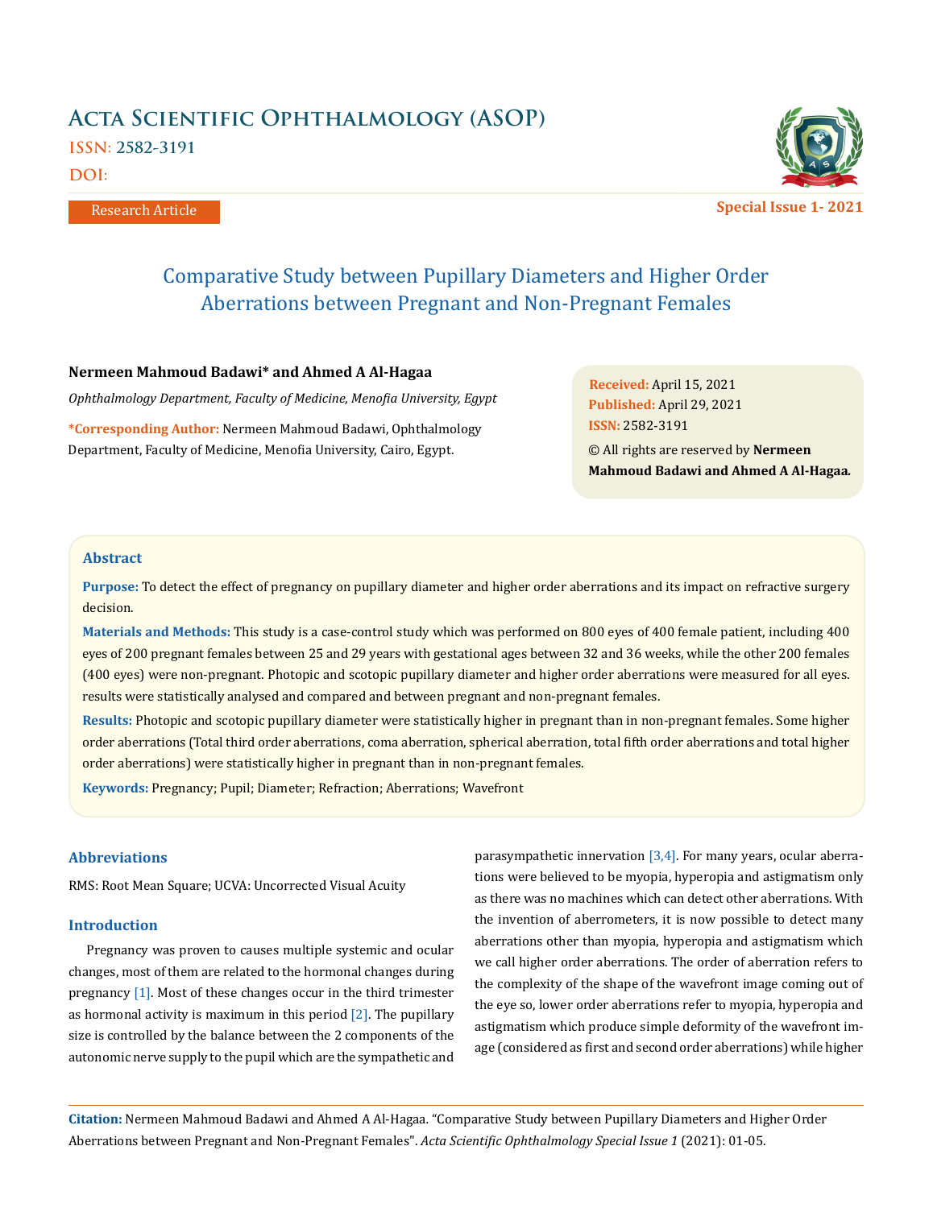# Comparative Study between Pupillary Diameters and Higher Order Aberrations between Pregnant and Non-Pregnant Females

Research Article

**Nermeen Mahmoud Badawi\* and Ahmed A Al-Hagaa**

*Ophthalmology Department, Faculty of Medicine, Menofia University, Egypt*

**\*Corresponding Author:** Nermeen Mahmoud Badawi, Ophthalmology Department, Faculty of Medicine, Menofia University, Cairo, Egypt.

**Received:** April 15, 2021
**Published:** April 29, 2021
**ISSN:** 2582-3191
© All rights are reserved by **Nermeen Mahmoud Badawi and Ahmed A Al-Hagaa.**

## Abstract

**Purpose:** To detect the effect of pregnancy on pupillary diameter and higher order aberrations and its impact on refractive surgery decision.

**Materials and Methods:** This study is a case-control study which was performed on 800 eyes of 400 female patient, including 400 eyes of 200 pregnant females between 25 and 29 years with gestational ages between 32 and 36 weeks, while the other 200 females (400 eyes) were non-pregnant. Photopic and scotopic pupillary diameter and higher order aberrations were measured for all eyes. results were statistically analysed and compared and between pregnant and non-pregnant females.

**Results:** Photopic and scotopic pupillary diameter were statistically higher in pregnant than in non-pregnant females. Some higher order aberrations (Total third order aberrations, coma aberration, spherical aberration, total fifth order aberrations and total higher order aberrations) were statistically higher in pregnant than in non-pregnant females.

**Keywords:** Pregnancy; Pupil; Diameter; Refraction; Aberrations; Wavefront

## Abbreviations

RMS: Root Mean Square; UCVA: Uncorrected Visual Acuity

## Introduction

Pregnancy was proven to causes multiple systemic and ocular changes, most of them are related to the hormonal changes during pregnancy [1]. Most of these changes occur in the third trimester as hormonal activity is maximum in this period [2]. The pupillary size is controlled by the balance between the 2 components of the autonomic nerve supply to the pupil which are the sympathetic and parasympathetic innervation [3,4]. For many years, ocular aberrations were believed to be myopia, hyperopia and astigmatism only as there was no machines which can detect other aberrations. With the invention of aberrometers, it is now possible to detect many aberrations other than myopia, hyperopia and astigmatism which we call higher order aberrations. The order of aberration refers to the complexity of the shape of the wavefront image coming out of the eye so, lower order aberrations refer to myopia, hyperopia and astigmatism which produce simple deformity of the wavefront image (considered as first and second order aberrations) while higher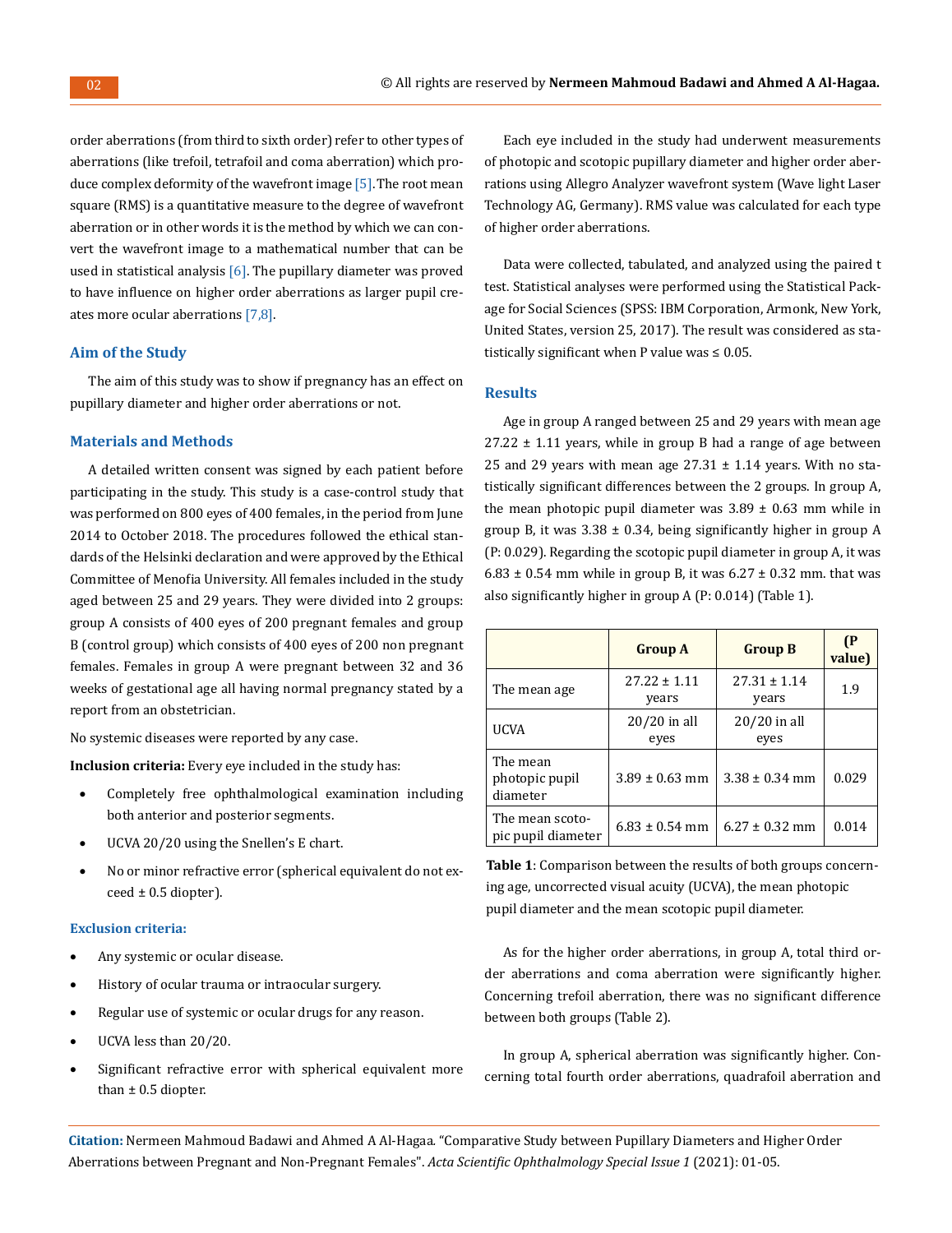order aberrations (from third to sixth order) refer to other types of aberrations (like trefoil, tetrafoil and coma aberration) which produce complex deformity of the wavefront image [5]. The root mean square (RMS) is a quantitative measure to the degree of wavefront aberration or in other words it is the method by which we can convert the wavefront image to a mathematical number that can be used in statistical analysis [6]. The pupillary diameter was proved to have influence on higher order aberrations as larger pupil creates more ocular aberrations [7,8].

## Aim of the Study

The aim of this study was to show if pregnancy has an effect on pupillary diameter and higher order aberrations or not.

## Materials and Methods

A detailed written consent was signed by each patient before participating in the study. This study is a case-control study that was performed on 800 eyes of 400 females, in the period from June 2014 to October 2018. The procedures followed the ethical standards of the Helsinki declaration and were approved by the Ethical Committee of Menofia University. All females included in the study aged between 25 and 29 years. They were divided into 2 groups: group A consists of 400 eyes of 200 pregnant females and group B (control group) which consists of 400 eyes of 200 non pregnant females. Females in group A were pregnant between 32 and 36 weeks of gestational age all having normal pregnancy stated by a report from an obstetrician.

No systemic diseases were reported by any case.

**Inclusion criteria:** Every eye included in the study has:

- Completely free ophthalmological examination including both anterior and posterior segments.
- UCVA 20/20 using the Snellen's E chart.
- No or minor refractive error (spherical equivalent do not exceed ± 0.5 diopter).

### Exclusion criteria:

- Any systemic or ocular disease.
- History of ocular trauma or intraocular surgery.
- Regular use of systemic or ocular drugs for any reason.
- UCVA less than 20/20.
- Significant refractive error with spherical equivalent more than ± 0.5 diopter.

Each eye included in the study had underwent measurements of photopic and scotopic pupillary diameter and higher order aberrations using Allegro Analyzer wavefront system (Wave light Laser Technology AG, Germany). RMS value was calculated for each type of higher order aberrations.

Data were collected, tabulated, and analyzed using the paired t test. Statistical analyses were performed using the Statistical Package for Social Sciences (SPSS: IBM Corporation, Armonk, New York, United States, version 25, 2017). The result was considered as statistically significant when P value was ≤ 0.05.

## Results

Age in group A ranged between 25 and 29 years with mean age 27.22 ± 1.11 years, while in group B had a range of age between 25 and 29 years with mean age 27.31 ± 1.14 years. With no statistically significant differences between the 2 groups. In group A, the mean photopic pupil diameter was 3.89 ± 0.63 mm while in group B, it was 3.38 ± 0.34, being significantly higher in group A (P: 0.029). Regarding the scotopic pupil diameter in group A, it was 6.83 ± 0.54 mm while in group B, it was 6.27 ± 0.32 mm. that was also significantly higher in group A (P: 0.014) (Table 1).

| | Group A | Group B | (P value) |
|---|---|---|---|
| The mean age | 27.22 ± 1.11 years | 27.31 ± 1.14 years | 1.9 |
| UCVA | 20/20 in all eyes | 20/20 in all eyes | |
| The mean photopic pupil diameter | 3.89 ± 0.63 mm | 3.38 ± 0.34 mm | 0.029 |
| The mean scotopic pupil diameter | 6.83 ± 0.54 mm | 6.27 ± 0.32 mm | 0.014 |

**Table 1**: Comparison between the results of both groups concerning age, uncorrected visual acuity (UCVA), the mean photopic pupil diameter and the mean scotopic pupil diameter.

As for the higher order aberrations, in group A, total third order aberrations and coma aberration were significantly higher. Concerning trefoil aberration, there was no significant difference between both groups (Table 2).

In group A, spherical aberration was significantly higher. Concerning total fourth order aberrations, quadrafoil aberration and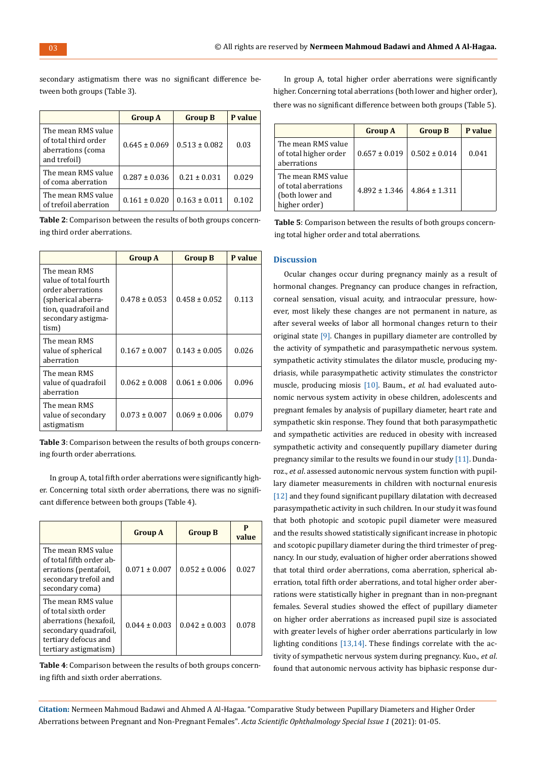secondary astigmatism there was no significant difference between both groups (Table 3).

| | Group A | Group B | P value |
|---|---|---|---|
| The mean RMS value of total third order aberrations (coma and trefoil) | 0.645 ± 0.069 | 0.513 ± 0.082 | 0.03 |
| The mean RMS value of coma aberration | 0.287 ± 0.036 | 0.21 ± 0.031 | 0.029 |
| The mean RMS value of trefoil aberration | 0.161 ± 0.020 | 0.163 ± 0.011 | 0.102 |

**Table 2**: Comparison between the results of both groups concerning third order aberrations.

| | Group A | Group B | P value |
|---|---|---|---|
| The mean RMS value of total fourth order aberrations (spherical aberration, quadrafoil and secondary astigmatism) | 0.478 ± 0.053 | 0.458 ± 0.052 | 0.113 |
| The mean RMS value of spherical aberration | 0.167 ± 0.007 | 0.143 ± 0.005 | 0.026 |
| The mean RMS value of quadrafoil aberration | 0.062 ± 0.008 | 0.061 ± 0.006 | 0.096 |
| The mean RMS value of secondary astigmatism | 0.073 ± 0.007 | 0.069 ± 0.006 | 0.079 |

**Table 3**: Comparison between the results of both groups concerning fourth order aberrations.

In group A, total fifth order aberrations were significantly higher. Concerning total sixth order aberrations, there was no significant difference between both groups (Table 4).

| | Group A | Group B | P value |
|---|---|---|---|
| The mean RMS value of total fifth order aberrations (pentafoil, secondary trefoil and secondary coma) | 0.071 ± 0.007 | 0.052 ± 0.006 | 0.027 |
| The mean RMS value of total sixth order aberrations (hexafoil, secondary quadrafoil, tertiary defocus and tertiary astigmatism) | 0.044 ± 0.003 | 0.042 ± 0.003 | 0.078 |

**Table 4**: Comparison between the results of both groups concerning fifth and sixth order aberrations.

In group A, total higher order aberrations were significantly higher. Concerning total aberrations (both lower and higher order), there was no significant difference between both groups (Table 5).

| | Group A | Group B | P value |
|---|---|---|---|
| The mean RMS value of total higher order aberrations | 0.657 ± 0.019 | 0.502 ± 0.014 | 0.041 |
| The mean RMS value of total aberrations (both lower and higher order) | 4.892 ± 1.346 | 4.864 ± 1.311 | |

**Table 5**: Comparison between the results of both groups concerning total higher order and total aberrations.

## Discussion

Ocular changes occur during pregnancy mainly as a result of hormonal changes. Pregnancy can produce changes in refraction, corneal sensation, visual acuity, and intraocular pressure, however, most likely these changes are not permanent in nature, as after several weeks of labor all hormonal changes return to their original state [9]. Changes in pupillary diameter are controlled by the activity of sympathetic and parasympathetic nervous system. sympathetic activity stimulates the dilator muscle, producing mydriasis, while parasympathetic activity stimulates the constrictor muscle, producing miosis [10]. Baum., *et al.* had evaluated autonomic nervous system activity in obese children, adolescents and pregnant females by analysis of pupillary diameter, heart rate and sympathetic skin response. They found that both parasympathetic and sympathetic activities are reduced in obesity with increased sympathetic activity and consequently pupillary diameter during pregnancy similar to the results we found in our study [11]. Dundaroz., *et al.* assessed autonomic nervous system function with pupillary diameter measurements in children with nocturnal enuresis [12] and they found significant pupillary dilatation with decreased parasympathetic activity in such children. In our study it was found that both photopic and scotopic pupil diameter were measured and the results showed statistically significant increase in photopic and scotopic pupillary diameter during the third trimester of pregnancy. In our study, evaluation of higher order aberrations showed that total third order aberrations, coma aberration, spherical aberration, total fifth order aberrations, and total higher order aberrations were statistically higher in pregnant than in non-pregnant females. Several studies showed the effect of pupillary diameter on higher order aberrations as increased pupil size is associated with greater levels of higher order aberrations particularly in low lighting conditions [13,14]. These findings correlate with the activity of sympathetic nervous system during pregnancy. Kuo., *et al.* found that autonomic nervous activity has biphasic response dur-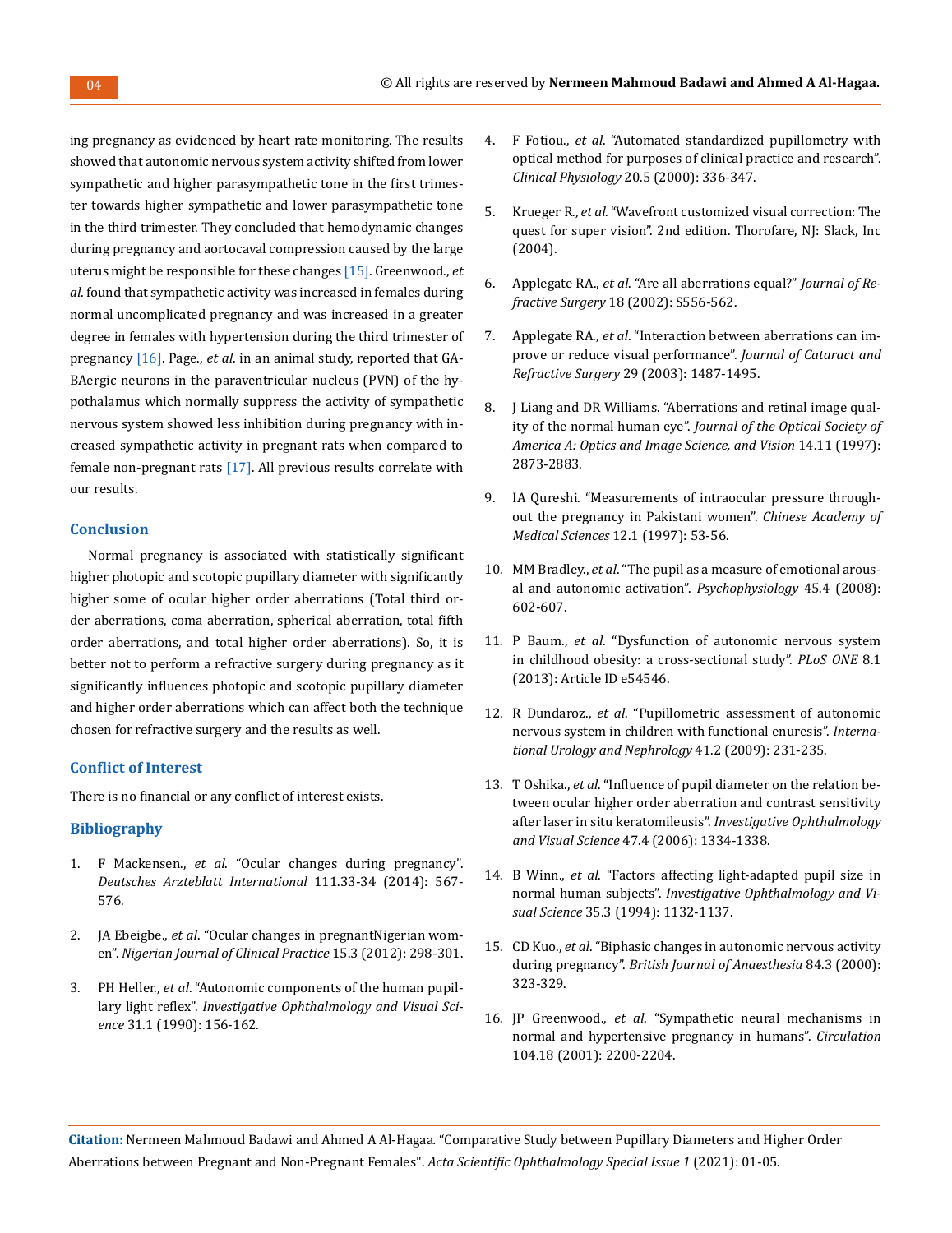ing pregnancy as evidenced by heart rate monitoring. The results showed that autonomic nervous system activity shifted from lower sympathetic and higher parasympathetic tone in the first trimester towards higher sympathetic and lower parasympathetic tone in the third trimester. They concluded that hemodynamic changes during pregnancy and aortocaval compression caused by the large uterus might be responsible for these changes [15]. Greenwood., *et al*. found that sympathetic activity was increased in females during normal uncomplicated pregnancy and was increased in a greater degree in females with hypertension during the third trimester of pregnancy [16]. Page., *et al*. in an animal study, reported that GABAergic neurons in the paraventricular nucleus (PVN) of the hypothalamus which normally suppress the activity of sympathetic nervous system showed less inhibition during pregnancy with increased sympathetic activity in pregnant rats when compared to female non-pregnant rats [17]. All previous results correlate with our results.

## Conclusion

Normal pregnancy is associated with statistically significant higher photopic and scotopic pupillary diameter with significantly higher some of ocular higher order aberrations (Total third order aberrations, coma aberration, spherical aberration, total fifth order aberrations, and total higher order aberrations). So, it is better not to perform a refractive surgery during pregnancy as it significantly influences photopic and scotopic pupillary diameter and higher order aberrations which can affect both the technique chosen for refractive surgery and the results as well.

## Conflict of Interest

There is no financial or any conflict of interest exists.

## Bibliography

1. F Mackensen., *et al*. "Ocular changes during pregnancy". *Deutsches Arzteblatt International* 111.33-34 (2014): 567-576.
2. JA Ebeigbe., *et al*. "Ocular changes in pregnantNigerian women". *Nigerian Journal of Clinical Practice* 15.3 (2012): 298-301.
3. PH Heller., *et al*. "Autonomic components of the human pupillary light reflex". *Investigative Ophthalmology and Visual Science* 31.1 (1990): 156-162.
4. F Fotiou., *et al*. "Automated standardized pupillometry with optical method for purposes of clinical practice and research". *Clinical Physiology* 20.5 (2000): 336-347.
5. Krueger R., *et al*. "Wavefront customized visual correction: The quest for super vision". 2nd edition. Thorofare, NJ: Slack, Inc (2004).
6. Applegate RA., *et al*. "Are all aberrations equal?" *Journal of Refractive Surgery* 18 (2002): S556-562.
7. Applegate RA., *et al*. "Interaction between aberrations can improve or reduce visual performance". *Journal of Cataract and Refractive Surgery* 29 (2003): 1487-1495.
8. J Liang and DR Williams. "Aberrations and retinal image quality of the normal human eye". *Journal of the Optical Society of America A: Optics and Image Science, and Vision* 14.11 (1997): 2873-2883.
9. IA Qureshi. "Measurements of intraocular pressure throughout the pregnancy in Pakistani women". *Chinese Academy of Medical Sciences* 12.1 (1997): 53-56.
10. MM Bradley., *et al*. "The pupil as a measure of emotional arousal and autonomic activation". *Psychophysiology* 45.4 (2008): 602-607.
11. P Baum., *et al*. "Dysfunction of autonomic nervous system in childhood obesity: a cross-sectional study". *PLoS ONE* 8.1 (2013): Article ID e54546.
12. R Dundaroz., *et al*. "Pupillometric assessment of autonomic nervous system in children with functional enuresis". *International Urology and Nephrology* 41.2 (2009): 231-235.
13. T Oshika., *et al*. "Influence of pupil diameter on the relation between ocular higher order aberration and contrast sensitivity after laser in situ keratomileusis". *Investigative Ophthalmology and Visual Science* 47.4 (2006): 1334-1338.
14. B Winn., *et al*. "Factors affecting light-adapted pupil size in normal human subjects". *Investigative Ophthalmology and Visual Science* 35.3 (1994): 1132-1137.
15. CD Kuo., *et al*. "Biphasic changes in autonomic nervous activity during pregnancy". *British Journal of Anaesthesia* 84.3 (2000): 323-329.
16. JP Greenwood., *et al*. "Sympathetic neural mechanisms in normal and hypertensive pregnancy in humans". *Circulation* 104.18 (2001): 2200-2204.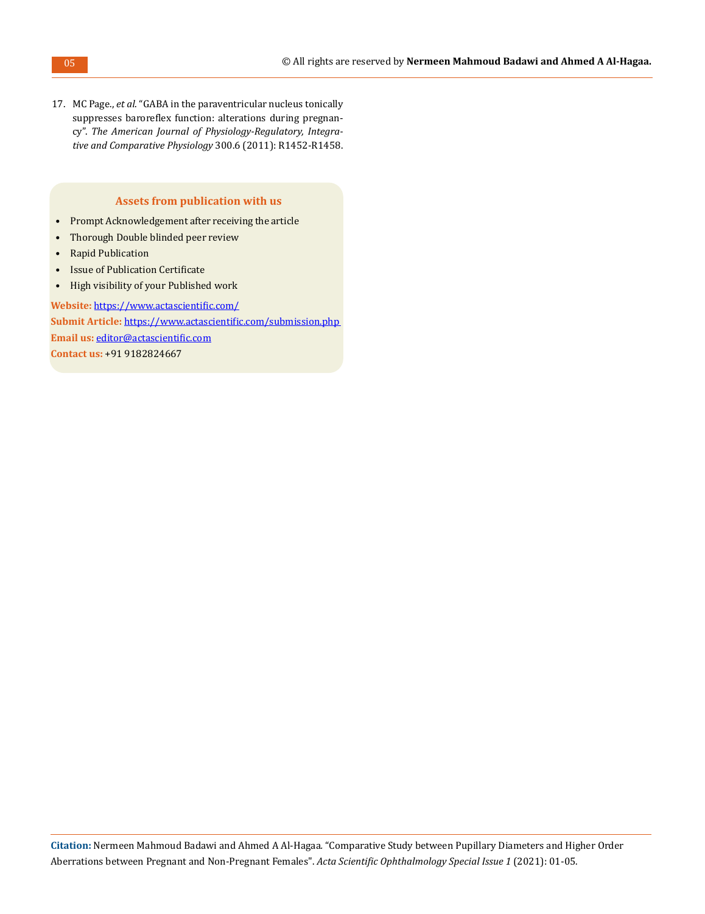17. MC Page., *et al*. "GABA in the paraventricular nucleus tonically suppresses baroreflex function: alterations during pregnancy". *The American Journal of Physiology-Regulatory, Integrative and Comparative Physiology* 300.6 (2011): R1452-R1458.

**Assets from publication with us**

- Prompt Acknowledgement after receiving the article
- Thorough Double blinded peer review
- Rapid Publication
- Issue of Publication Certificate
- High visibility of your Published work

**Website:** https://www.actascientific.com/
**Submit Article:** https://www.actascientific.com/submission.php
**Email us:** editor@actascientific.com
**Contact us:** +91 9182824667